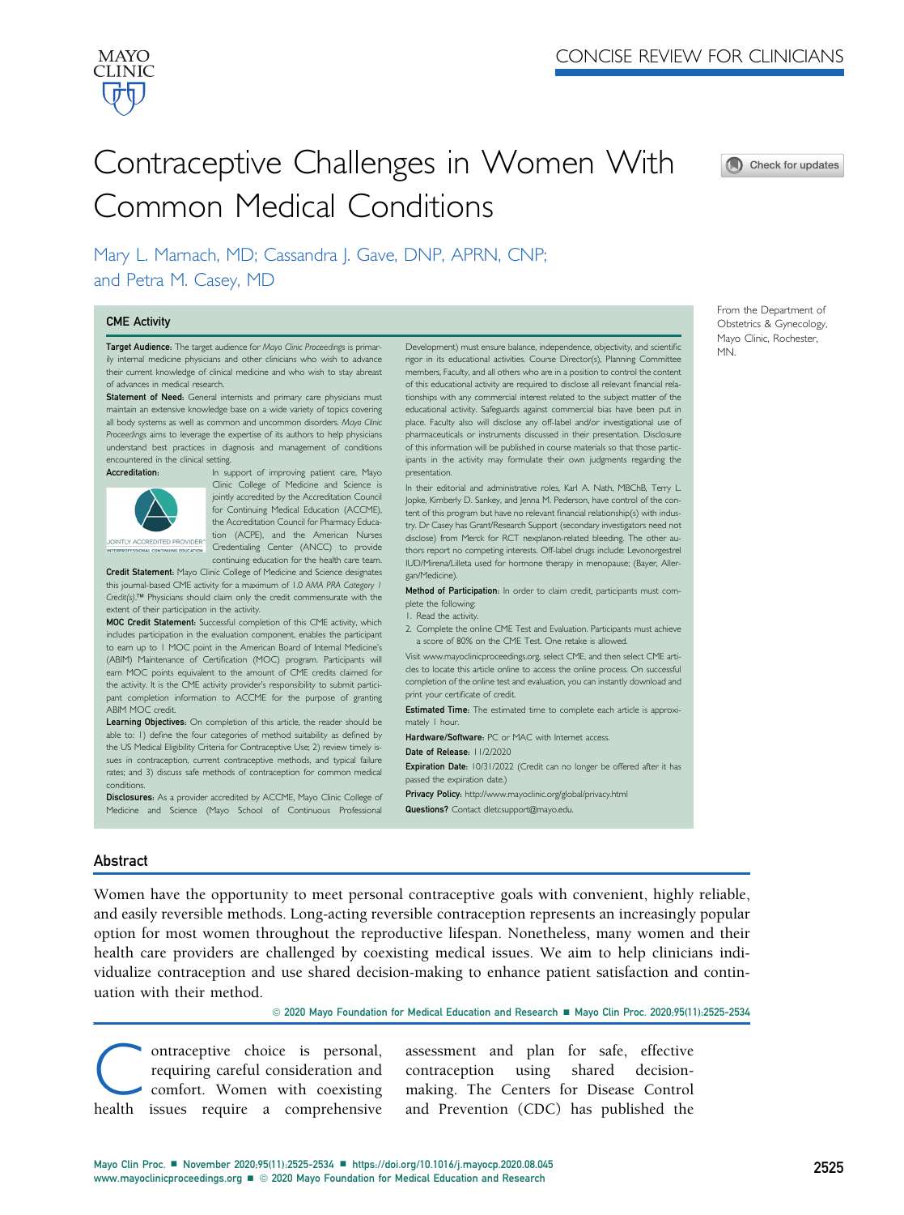CONCISE REVIEW FOR CLINICIANS

# Contraceptive Challenges in Women With Common Medical Conditions

Mary L. Marnach, MD; Cassandra J. Gave, DNP, APRN, CNP; and Petra M. Casey, MD

From the Department of Obstetrics & Gynecology, Mayo Clinic, Rochester, MN.

## CME Activity

**Target Audience:** The target audience for *Mayo Clinic Proceedings* is primarily internal medicine physicians and other clinicians who wish to advance their current knowledge of clinical medicine and who wish to stay abreast of advances in medical research.

**Statement of Need:** General internists and primary care physicians must maintain an extensive knowledge base on a wide variety of topics covering all body systems as well as common and uncommon disorders. *Mayo Clinic Proceedings* aims to leverage the expertise of its authors to help physicians understand best practices in diagnosis and management of conditions encountered in the clinical setting.

**Accreditation:** In support of improving patient care, Mayo Clinic College of Medicine and Science is jointly accredited by the Accreditation Council for Continuing Medical Education (ACCME), the Accreditation Council for Pharmacy Education (ACPE), and the American Nurses Credentialing Center (ANCC) to provide continuing education for the health care team.

**Credit Statement:** Mayo Clinic College of Medicine and Science designates this journal-based CME activity for a maximum of 1.0 *AMA PRA Category 1 Credit(s)*.™ Physicians should claim only the credit commensurate with the extent of their participation in the activity.

**MOC Credit Statement:** Successful completion of this CME activity, which includes participation in the evaluation component, enables the participant to earn up to 1 MOC point in the American Board of Internal Medicine's (ABIM) Maintenance of Certification (MOC) program. Participants will earn MOC points equivalent to the amount of CME credits claimed for the activity. It is the CME activity provider's responsibility to submit participant completion information to ACCME for the purpose of granting ABIM MOC credit.

**Learning Objectives:** On completion of this article, the reader should be able to: 1) define the four categories of method suitability as defined by the US Medical Eligibility Criteria for Contraceptive Use; 2) review timely issues in contraception, current contraceptive methods, and typical failure rates; and 3) discuss safe methods of contraception for common medical conditions.

**Disclosures:** As a provider accredited by ACCME, Mayo Clinic College of Medicine and Science (Mayo School of Continuous Professional Development) must ensure balance, independence, objectivity, and scientific rigor in its educational activities. Course Director(s), Planning Committee members, Faculty, and all others who are in a position to control the content of this educational activity are required to disclose all relevant financial relationships with any commercial interest related to the subject matter of the educational activity. Safeguards against commercial bias have been put in place. Faculty also will disclose any off-label and/or investigational use of pharmaceuticals or instruments discussed in their presentation. Disclosure of this information will be published in course materials so that those participants in the activity may formulate their own judgments regarding the presentation.

In their editorial and administrative roles, Karl A. Nath, MBChB, Terry L. Jopke, Kimberly D. Sankey, and Jenna M. Pederson, have control of the content of this program but have no relevant financial relationship(s) with industry. Dr Casey has Grant/Research Support (secondary investigators need not disclose) from Merck for RCT nexplanon-related bleeding. The other authors report no competing interests. Off-label drugs include: Levonorgestrel IUD/Mirena/Lilleta used for hormone therapy in menopause; (Bayer, Allergan/Medicine).

**Method of Participation:** In order to claim credit, participants must complete the following:

1. Read the activity.
2. Complete the online CME Test and Evaluation. Participants must achieve a score of 80% on the CME Test. One retake is allowed.

Visit www.mayoclinicproceedings.org, select CME, and then select CME articles to locate this article online to access the online process. On successful completion of the online test and evaluation, you can instantly download and print your certificate of credit.

**Estimated Time:** The estimated time to complete each article is approximately 1 hour.

**Hardware/Software:** PC or MAC with Internet access.

**Date of Release:** 11/2/2020

**Expiration Date:** 10/31/2022 (Credit can no longer be offered after it has passed the expiration date.)

**Privacy Policy:** http://www.mayoclinic.org/global/privacy.html

**Questions?** Contact dletcsupport@mayo.edu.

## Abstract

Women have the opportunity to meet personal contraceptive goals with convenient, highly reliable, and easily reversible methods. Long-acting reversible contraception represents an increasingly popular option for most women throughout the reproductive lifespan. Nonetheless, many women and their health care providers are challenged by coexisting medical issues. We aim to help clinicians individualize contraception and use shared decision-making to enhance patient satisfaction and continuation with their method.

© 2020 Mayo Foundation for Medical Education and Research ■ Mayo Clin Proc. 2020;95(11):2525-2534

Contraceptive choice is personal, requiring careful consideration and comfort. Women with coexisting health issues require a comprehensive assessment and plan for safe, effective contraception using shared decision-making. The Centers for Disease Control and Prevention (CDC) has published the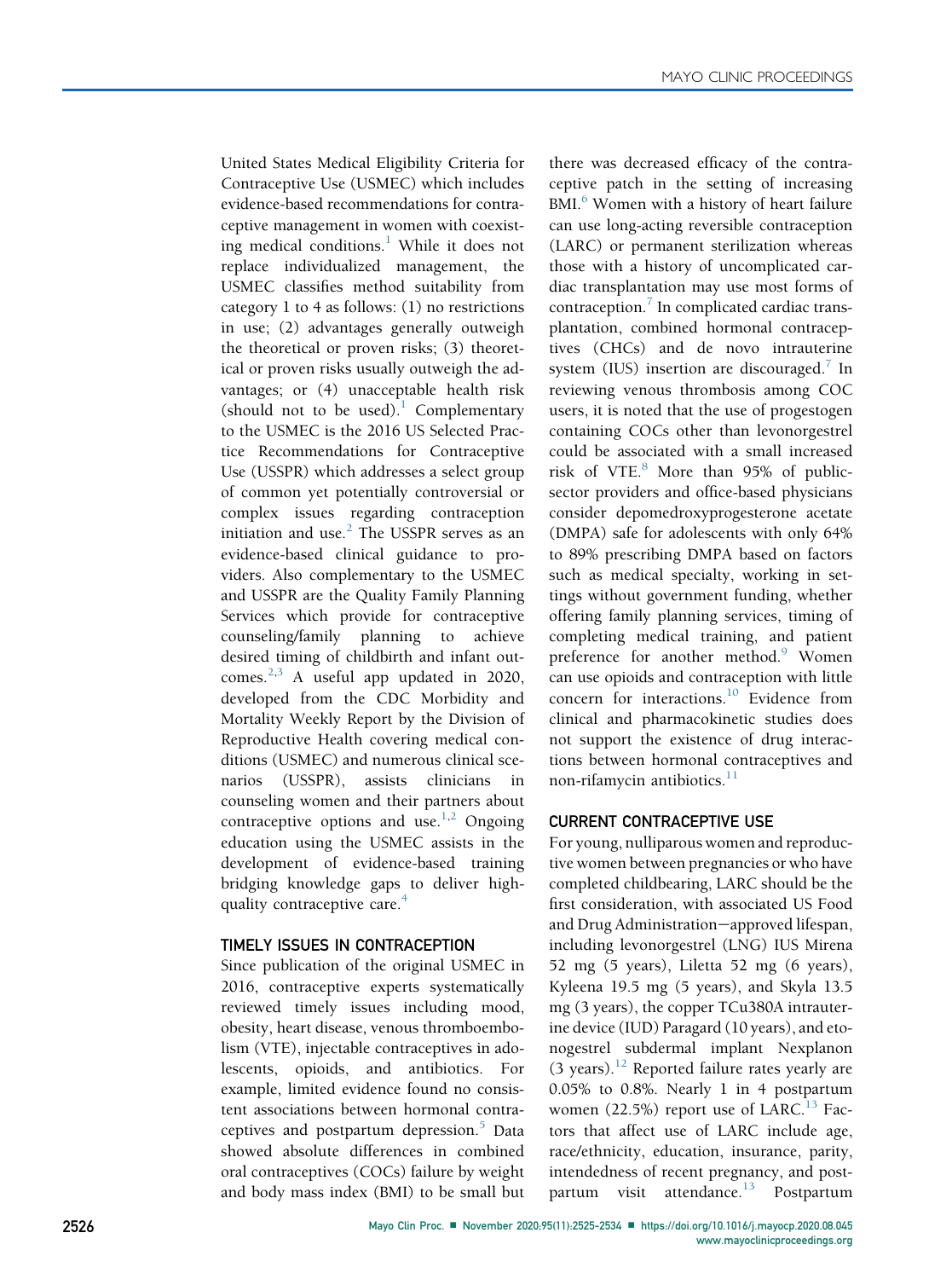United States Medical Eligibility Criteria for Contraceptive Use (USMEC) which includes evidence-based recommendations for contraceptive management in women with coexisting medical conditions.[1] While it does not replace individualized management, the USMEC classifies method suitability from category 1 to 4 as follows: (1) no restrictions in use; (2) advantages generally outweigh the theoretical or proven risks; (3) theoretical or proven risks usually outweigh the advantages; or (4) unacceptable health risk (should not to be used).[1] Complementary to the USMEC is the 2016 US Selected Practice Recommendations for Contraceptive Use (USSPR) which addresses a select group of common yet potentially controversial or complex issues regarding contraception initiation and use.[2] The USSPR serves as an evidence-based clinical guidance to providers. Also complementary to the USMEC and USSPR are the Quality Family Planning Services which provide for contraceptive counseling/family planning to achieve desired timing of childbirth and infant outcomes.[2,3] A useful app updated in 2020, developed from the CDC Morbidity and Mortality Weekly Report by the Division of Reproductive Health covering medical conditions (USMEC) and numerous clinical scenarios (USSPR), assists clinicians in counseling women and their partners about contraceptive options and use.[1,2] Ongoing education using the USMEC assists in the development of evidence-based training bridging knowledge gaps to deliver high-quality contraceptive care.[4]

## TIMELY ISSUES IN CONTRACEPTION

Since publication of the original USMEC in 2016, contraceptive experts systematically reviewed timely issues including mood, obesity, heart disease, venous thromboembolism (VTE), injectable contraceptives in adolescents, opioids, and antibiotics. For example, limited evidence found no consistent associations between hormonal contraceptives and postpartum depression.[5] Data showed absolute differences in combined oral contraceptives (COCs) failure by weight and body mass index (BMI) to be small but there was decreased efficacy of the contraceptive patch in the setting of increasing BMI.[6] Women with a history of heart failure can use long-acting reversible contraception (LARC) or permanent sterilization whereas those with a history of uncomplicated cardiac transplantation may use most forms of contraception.[7] In complicated cardiac transplantation, combined hormonal contraceptives (CHCs) and de novo intrauterine system (IUS) insertion are discouraged.[7] In reviewing venous thrombosis among COC users, it is noted that the use of progestogen containing COCs other than levonorgestrel could be associated with a small increased risk of VTE.[8] More than 95% of public-sector providers and office-based physicians consider depomedroxyprogesterone acetate (DMPA) safe for adolescents with only 64% to 89% prescribing DMPA based on factors such as medical specialty, working in settings without government funding, whether offering family planning services, timing of completing medical training, and patient preference for another method.[9] Women can use opioids and contraception with little concern for interactions.[10] Evidence from clinical and pharmacokinetic studies does not support the existence of drug interactions between hormonal contraceptives and non-rifamycin antibiotics.[11]

## CURRENT CONTRACEPTIVE USE

For young, nulliparous women and reproductive women between pregnancies or who have completed childbearing, LARC should be the first consideration, with associated US Food and Drug Administration–approved lifespan, including levonorgestrel (LNG) IUS Mirena 52 mg (5 years), Liletta 52 mg (6 years), Kyleena 19.5 mg (5 years), and Skyla 13.5 mg (3 years), the copper TCu380A intrauterine device (IUD) Paragard (10 years), and etonogestrel subdermal implant Nexplanon (3 years).[12] Reported failure rates yearly are 0.05% to 0.8%. Nearly 1 in 4 postpartum women (22.5%) report use of LARC.[13] Factors that affect use of LARC include age, race/ethnicity, education, insurance, parity, intendedness of recent pregnancy, and postpartum visit attendance.[13] Postpartum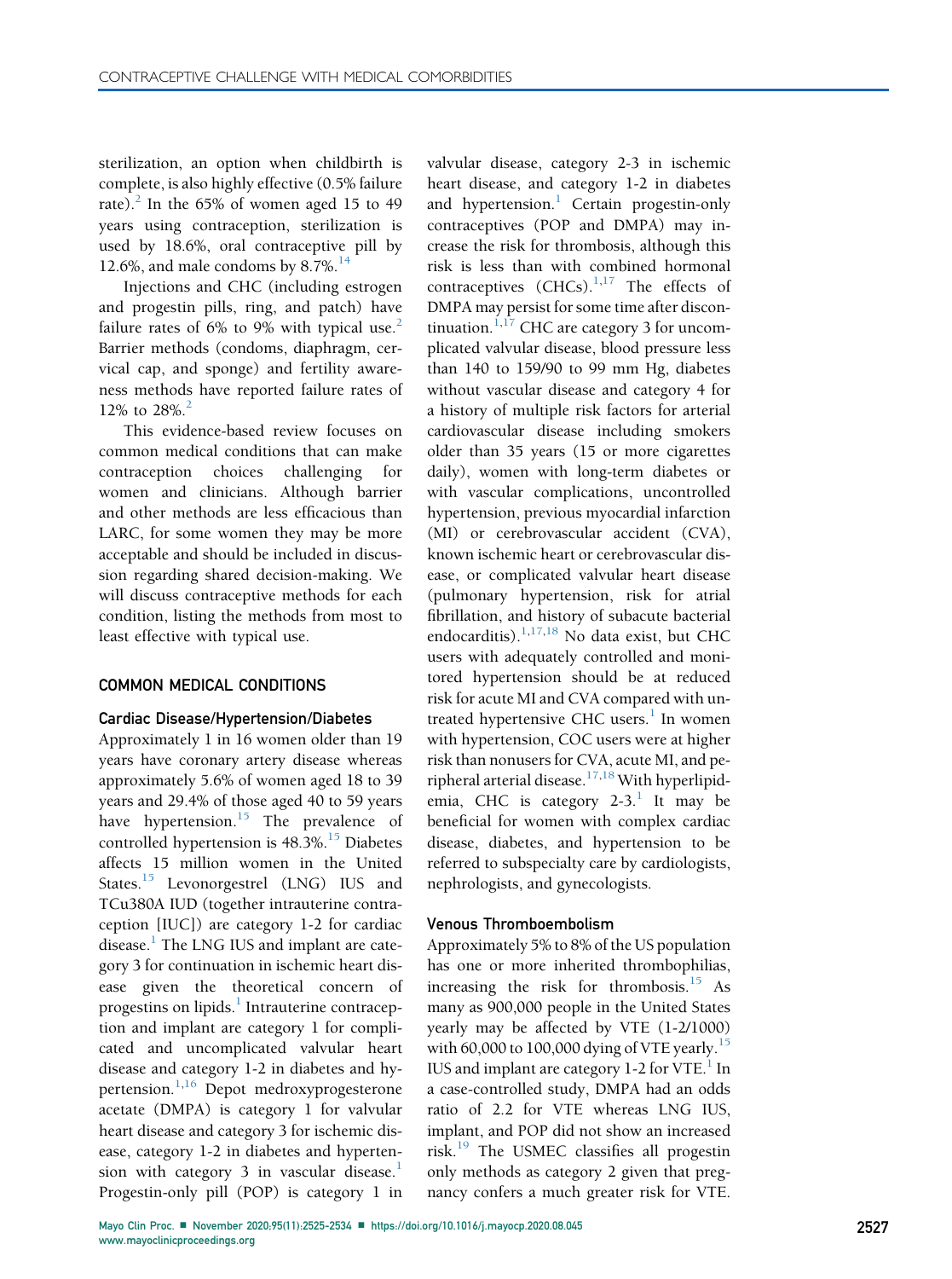sterilization, an option when childbirth is complete, is also highly effective (0.5% failure rate).[2] In the 65% of women aged 15 to 49 years using contraception, sterilization is used by 18.6%, oral contraceptive pill by 12.6%, and male condoms by 8.7%.[14]

Injections and CHC (including estrogen and progestin pills, ring, and patch) have failure rates of 6% to 9% with typical use.[2] Barrier methods (condoms, diaphragm, cervical cap, and sponge) and fertility awareness methods have reported failure rates of 12% to 28%.[2]

This evidence-based review focuses on common medical conditions that can make contraception choices challenging for women and clinicians. Although barrier and other methods are less efficacious than LARC, for some women they may be more acceptable and should be included in discussion regarding shared decision-making. We will discuss contraceptive methods for each condition, listing the methods from most to least effective with typical use.

## COMMON MEDICAL CONDITIONS

### Cardiac Disease/Hypertension/Diabetes

Approximately 1 in 16 women older than 19 years have coronary artery disease whereas approximately 5.6% of women aged 18 to 39 years and 29.4% of those aged 40 to 59 years have hypertension.[15] The prevalence of controlled hypertension is 48.3%.[15] Diabetes affects 15 million women in the United States.[15] Levonorgestrel (LNG) IUS and TCu380A IUD (together intrauterine contraception [IUC]) are category 1-2 for cardiac disease.[1] The LNG IUS and implant are category 3 for continuation in ischemic heart disease given the theoretical concern of progestins on lipids.[1] Intrauterine contraception and implant are category 1 for complicated and uncomplicated valvular heart disease and category 1-2 in diabetes and hypertension.[1,16] Depot medroxyprogesterone acetate (DMPA) is category 1 for valvular heart disease and category 3 for ischemic disease, category 1-2 in diabetes and hypertension with category 3 in vascular disease.[1] Progestin-only pill (POP) is category 1 in valvular disease, category 2-3 in ischemic heart disease, and category 1-2 in diabetes and hypertension.[1] Certain progestin-only contraceptives (POP and DMPA) may increase the risk for thrombosis, although this risk is less than with combined hormonal contraceptives (CHCs).[1,17] The effects of DMPA may persist for some time after discontinuation.[1,17] CHC are category 3 for uncomplicated valvular disease, blood pressure less than 140 to 159/90 to 99 mm Hg, diabetes without vascular disease and category 4 for a history of multiple risk factors for arterial cardiovascular disease including smokers older than 35 years (15 or more cigarettes daily), women with long-term diabetes or with vascular complications, uncontrolled hypertension, previous myocardial infarction (MI) or cerebrovascular accident (CVA), known ischemic heart or cerebrovascular disease, or complicated valvular heart disease (pulmonary hypertension, risk for atrial fibrillation, and history of subacute bacterial endocarditis).[1,17,18] No data exist, but CHC users with adequately controlled and monitored hypertension should be at reduced risk for acute MI and CVA compared with untreated hypertensive CHC users.[1] In women with hypertension, COC users were at higher risk than nonusers for CVA, acute MI, and peripheral arterial disease.[17,18] With hyperlipidemia, CHC is category 2-3.[1] It may be beneficial for women with complex cardiac disease, diabetes, and hypertension to be referred to subspecialty care by cardiologists, nephrologists, and gynecologists.

### Venous Thromboembolism

Approximately 5% to 8% of the US population has one or more inherited thrombophilias, increasing the risk for thrombosis.[15] As many as 900,000 people in the United States yearly may be affected by VTE (1-2/1000) with 60,000 to 100,000 dying of VTE yearly.[15] IUS and implant are category 1-2 for VTE.[1] In a case-controlled study, DMPA had an odds ratio of 2.2 for VTE whereas LNG IUS, implant, and POP did not show an increased risk.[19] The USMEC classifies all progestin only methods as category 2 given that pregnancy confers a much greater risk for VTE.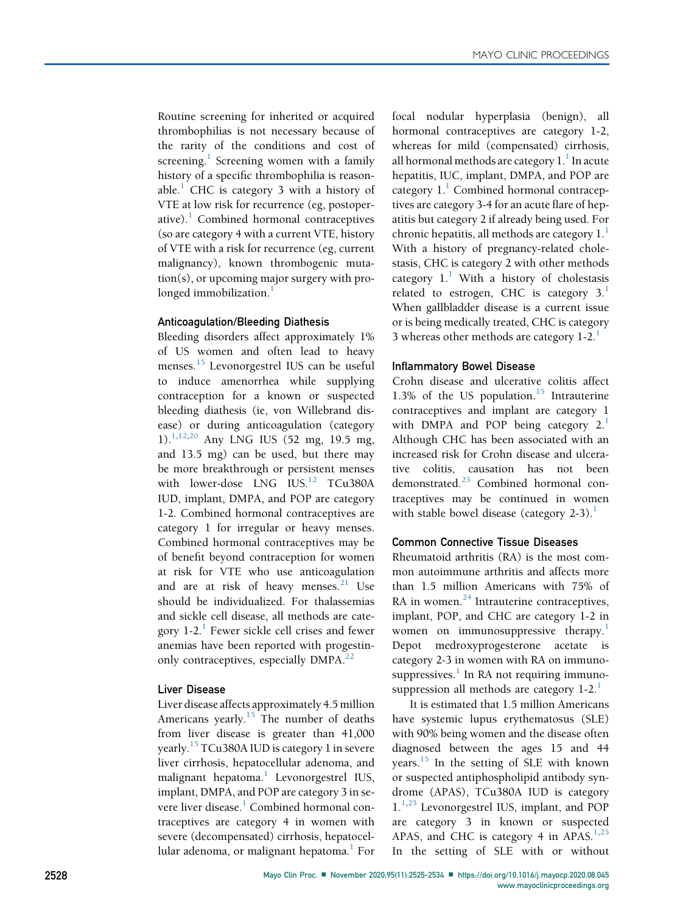Routine screening for inherited or acquired thrombophilias is not necessary because of the rarity of the conditions and cost of screening.[1] Screening women with a family history of a specific thrombophilia is reasonable.[1] CHC is category 3 with a history of VTE at low risk for recurrence (eg, postoperative).[1] Combined hormonal contraceptives (so are category 4 with a current VTE, history of VTE with a risk for recurrence (eg, current malignancy), known thrombogenic mutation(s), or upcoming major surgery with prolonged immobilization.[1]

### Anticoagulation/Bleeding Diathesis

Bleeding disorders affect approximately 1% of US women and often lead to heavy menses.[15] Levonorgestrel IUS can be useful to induce amenorrhea while supplying contraception for a known or suspected bleeding diathesis (ie, von Willebrand disease) or during anticoagulation (category 1).[1,12,20] Any LNG IUS (52 mg, 19.5 mg, and 13.5 mg) can be used, but there may be more breakthrough or persistent menses with lower-dose LNG IUS.[12] TCu380A IUD, implant, DMPA, and POP are category 1-2. Combined hormonal contraceptives are category 1 for irregular or heavy menses. Combined hormonal contraceptives may be of benefit beyond contraception for women at risk for VTE who use anticoagulation and are at risk of heavy menses.[21] Use should be individualized. For thalassemias and sickle cell disease, all methods are category 1-2.[1] Fewer sickle cell crises and fewer anemias have been reported with progestin-only contraceptives, especially DMPA.[22]

### Liver Disease

Liver disease affects approximately 4.5 million Americans yearly.[15] The number of deaths from liver disease is greater than 41,000 yearly.[15] TCu380A IUD is category 1 in severe liver cirrhosis, hepatocellular adenoma, and malignant hepatoma.[1] Levonorgestrel IUS, implant, DMPA, and POP are category 3 in severe liver disease.[1] Combined hormonal contraceptives are category 4 in women with severe (decompensated) cirrhosis, hepatocellular adenoma, or malignant hepatoma.[1] For focal nodular hyperplasia (benign), all hormonal contraceptives are category 1-2, whereas for mild (compensated) cirrhosis, all hormonal methods are category 1.[1] In acute hepatitis, IUC, implant, DMPA, and POP are category 1.[1] Combined hormonal contraceptives are category 3-4 for an acute flare of hepatitis but category 2 if already being used. For chronic hepatitis, all methods are category 1.[1] With a history of pregnancy-related cholestasis, CHC is category 2 with other methods category 1.[1] With a history of cholestasis related to estrogen, CHC is category 3.[1] When gallbladder disease is a current issue or is being medically treated, CHC is category 3 whereas other methods are category 1-2.[1]

### Inflammatory Bowel Disease

Crohn disease and ulcerative colitis affect 1.3% of the US population.[15] Intrauterine contraceptives and implant are category 1 with DMPA and POP being category 2.[1] Although CHC has been associated with an increased risk for Crohn disease and ulcerative colitis, causation has not been demonstrated.[23] Combined hormonal contraceptives may be continued in women with stable bowel disease (category 2-3).[1]

### Common Connective Tissue Diseases

Rheumatoid arthritis (RA) is the most common autoimmune arthritis and affects more than 1.5 million Americans with 75% of RA in women.[24] Intrauterine contraceptives, implant, POP, and CHC are category 1-2 in women on immunosuppressive therapy.[1] Depot medroxyprogesterone acetate is category 2-3 in women with RA on immunosuppressives.[1] In RA not requiring immunosuppression all methods are category 1-2.[1]

It is estimated that 1.5 million Americans have systemic lupus erythematosus (SLE) with 90% being women and the disease often diagnosed between the ages 15 and 44 years.[15] In the setting of SLE with known or suspected antiphospholipid antibody syndrome (APAS), TCu380A IUD is category 1.[1,25] Levonorgestrel IUS, implant, and POP are category 3 in known or suspected APAS, and CHC is category 4 in APAS.[1,25] In the setting of SLE with or without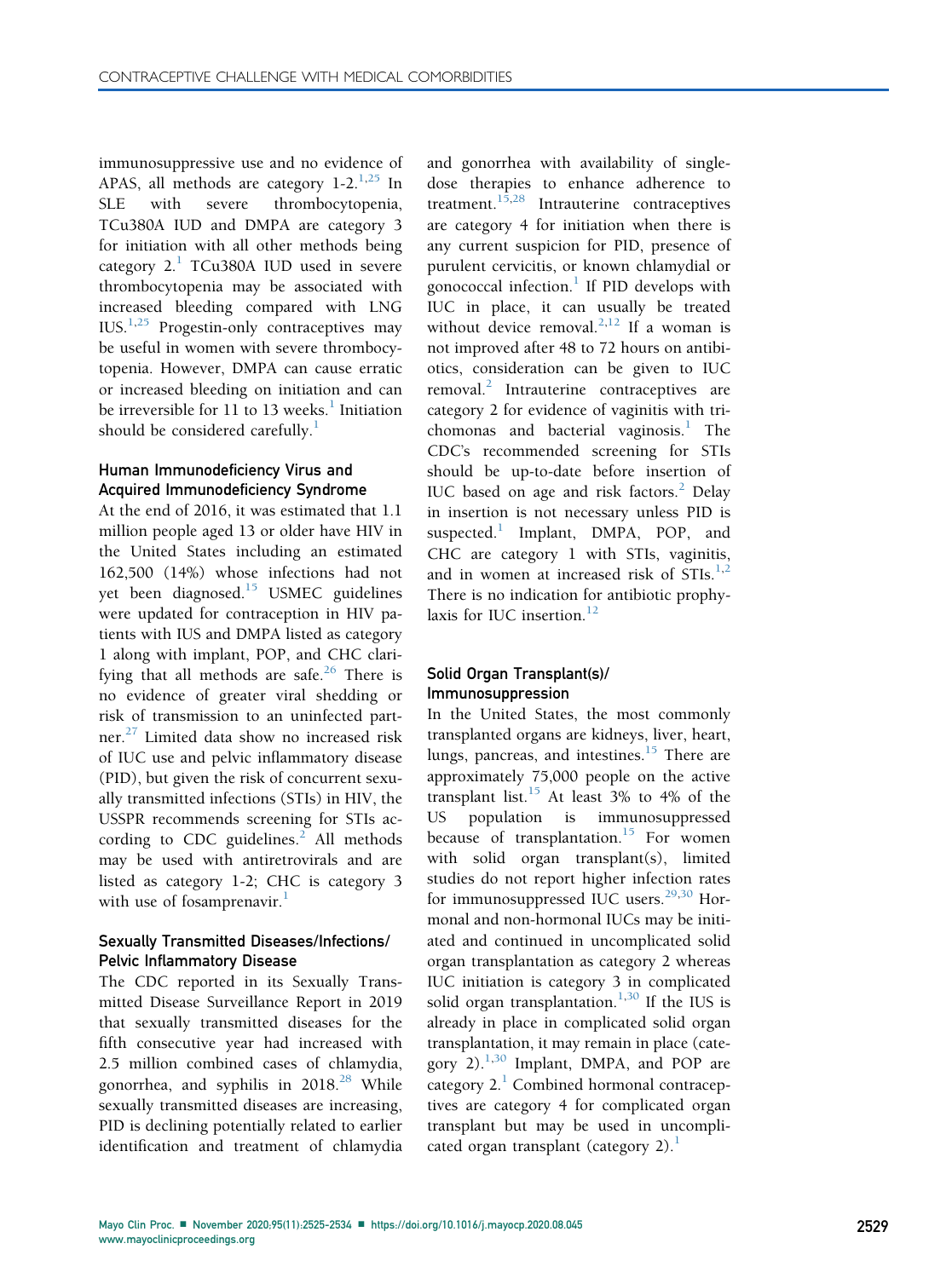immunosuppressive use and no evidence of APAS, all methods are category 1-2.[1,25] In SLE with severe thrombocytopenia, TCu380A IUD and DMPA are category 3 for initiation with all other methods being category 2.[1] TCu380A IUD used in severe thrombocytopenia may be associated with increased bleeding compared with LNG IUS.[1,25] Progestin-only contraceptives may be useful in women with severe thrombocytopenia. However, DMPA can cause erratic or increased bleeding on initiation and can be irreversible for 11 to 13 weeks.[1] Initiation should be considered carefully.[1]

### Human Immunodeficiency Virus and Acquired Immunodeficiency Syndrome

At the end of 2016, it was estimated that 1.1 million people aged 13 or older have HIV in the United States including an estimated 162,500 (14%) whose infections had not yet been diagnosed.[15] USMEC guidelines were updated for contraception in HIV patients with IUS and DMPA listed as category 1 along with implant, POP, and CHC clarifying that all methods are safe.[26] There is no evidence of greater viral shedding or risk of transmission to an uninfected partner.[27] Limited data show no increased risk of IUC use and pelvic inflammatory disease (PID), but given the risk of concurrent sexually transmitted infections (STIs) in HIV, the USSPR recommends screening for STIs according to CDC guidelines.[2] All methods may be used with antiretrovirals and are listed as category 1-2; CHC is category 3 with use of fosamprenavir.[1]

### Sexually Transmitted Diseases/Infections/Pelvic Inflammatory Disease

The CDC reported in its Sexually Transmitted Disease Surveillance Report in 2019 that sexually transmitted diseases for the fifth consecutive year had increased with 2.5 million combined cases of chlamydia, gonorrhea, and syphilis in 2018.[28] While sexually transmitted diseases are increasing, PID is declining potentially related to earlier identification and treatment of chlamydia and gonorrhea with availability of single-dose therapies to enhance adherence to treatment.[15,28] Intrauterine contraceptives are category 4 for initiation when there is any current suspicion for PID, presence of purulent cervicitis, or known chlamydial or gonococcal infection.[1] If PID develops with IUC in place, it can usually be treated without device removal.[2,12] If a woman is not improved after 48 to 72 hours on antibiotics, consideration can be given to IUC removal.[2] Intrauterine contraceptives are category 2 for evidence of vaginitis with trichomonas and bacterial vaginosis.[1] The CDC's recommended screening for STIs should be up-to-date before insertion of IUC based on age and risk factors.[2] Delay in insertion is not necessary unless PID is suspected.[1] Implant, DMPA, POP, and CHC are category 1 with STIs, vaginitis, and in women at increased risk of STIs.[1,2] There is no indication for antibiotic prophylaxis for IUC insertion.[12]

### Solid Organ Transplant(s)/Immunosuppression

In the United States, the most commonly transplanted organs are kidneys, liver, heart, lungs, pancreas, and intestines.[15] There are approximately 75,000 people on the active transplant list.[15] At least 3% to 4% of the US population is immunosuppressed because of transplantation.[15] For women with solid organ transplant(s), limited studies do not report higher infection rates for immunosuppressed IUC users.[29,30] Hormonal and non-hormonal IUCs may be initiated and continued in uncomplicated solid organ transplantation as category 2 whereas IUC initiation is category 3 in complicated solid organ transplantation.[1,30] If the IUS is already in place in complicated solid organ transplantation, it may remain in place (category 2).[1,30] Implant, DMPA, and POP are category 2.[1] Combined hormonal contraceptives are category 4 for complicated organ transplant but may be used in uncomplicated organ transplant (category 2).[1]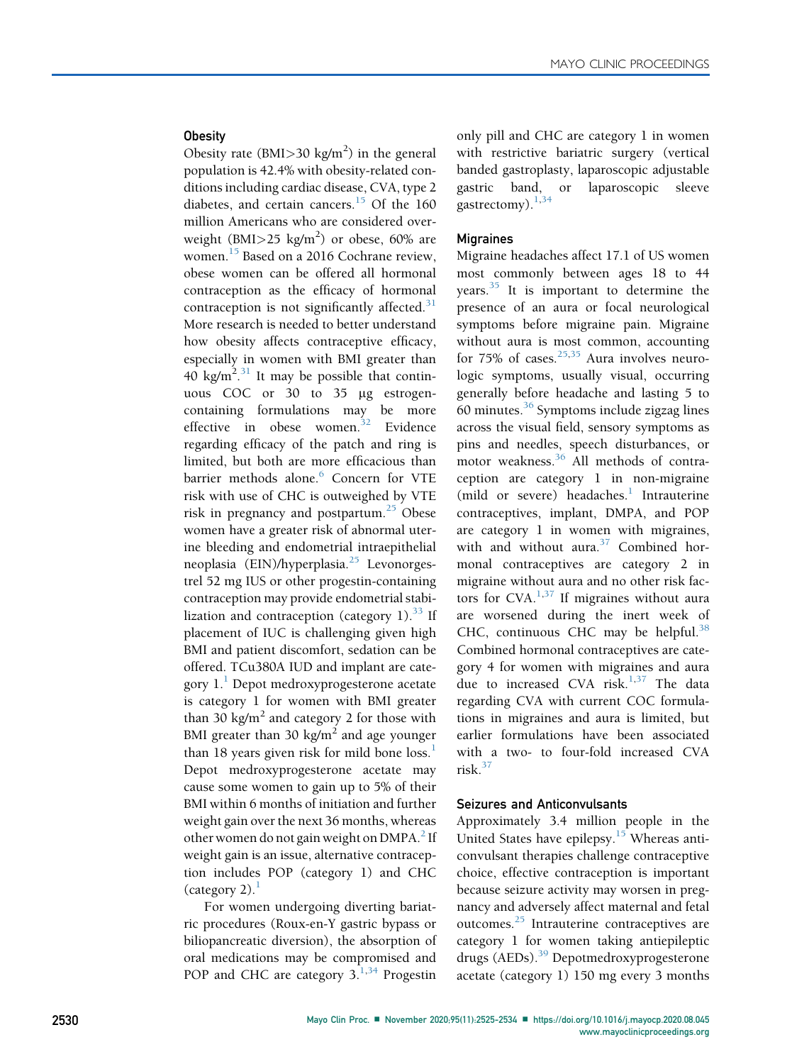### Obesity

Obesity rate (BMI>30 kg/m$^2$) in the general population is 42.4% with obesity-related conditions including cardiac disease, CVA, type 2 diabetes, and certain cancers.[15] Of the 160 million Americans who are considered overweight (BMI>25 kg/m$^2$) or obese, 60% are women.[15] Based on a 2016 Cochrane review, obese women can be offered all hormonal contraception as the efficacy of hormonal contraception is not significantly affected.[31] More research is needed to better understand how obesity affects contraceptive efficacy, especially in women with BMI greater than 40 kg/m$^2$.[31] It may be possible that continuous COC or 30 to 35 μg estrogen-containing formulations may be more effective in obese women.[32] Evidence regarding efficacy of the patch and ring is limited, but both are more efficacious than barrier methods alone.[6] Concern for VTE risk with use of CHC is outweighed by VTE risk in pregnancy and postpartum.[25] Obese women have a greater risk of abnormal uterine bleeding and endometrial intraepithelial neoplasia (EIN)/hyperplasia.[25] Levonorgestrel 52 mg IUS or other progestin-containing contraception may provide endometrial stabilization and contraception (category 1).[33] If placement of IUC is challenging given high BMI and patient discomfort, sedation can be offered. TCu380A IUD and implant are category 1.[1] Depot medroxyprogesterone acetate is category 1 for women with BMI greater than 30 kg/m$^2$ and category 2 for those with BMI greater than 30 kg/m$^2$ and age younger than 18 years given risk for mild bone loss.[1] Depot medroxyprogesterone acetate may cause some women to gain up to 5% of their BMI within 6 months of initiation and further weight gain over the next 36 months, whereas other women do not gain weight on DMPA.[2] If weight gain is an issue, alternative contraception includes POP (category 1) and CHC (category 2).[1]

For women undergoing diverting bariatric procedures (Roux-en-Y gastric bypass or biliopancreatic diversion), the absorption of oral medications may be compromised and POP and CHC are category 3.[1,34] Progestin only pill and CHC are category 1 in women with restrictive bariatric surgery (vertical banded gastroplasty, laparoscopic adjustable gastric band, or laparoscopic sleeve gastrectomy).[1,34]

### Migraines

Migraine headaches affect 17.1 of US women most commonly between ages 18 to 44 years.[35] It is important to determine the presence of an aura or focal neurological symptoms before migraine pain. Migraine without aura is most common, accounting for 75% of cases.[25,35] Aura involves neurologic symptoms, usually visual, occurring generally before headache and lasting 5 to 60 minutes.[36] Symptoms include zigzag lines across the visual field, sensory symptoms as pins and needles, speech disturbances, or motor weakness.[36] All methods of contraception are category 1 in non-migraine (mild or severe) headaches.[1] Intrauterine contraceptives, implant, DMPA, and POP are category 1 in women with migraines, with and without aura.[37] Combined hormonal contraceptives are category 2 in migraine without aura and no other risk factors for CVA.[1,37] If migraines without aura are worsened during the inert week of CHC, continuous CHC may be helpful.[38] Combined hormonal contraceptives are category 4 for women with migraines and aura due to increased CVA risk.[1,37] The data regarding CVA with current COC formulations in migraines and aura is limited, but earlier formulations have been associated with a two- to four-fold increased CVA risk.[37]

### Seizures and Anticonvulsants

Approximately 3.4 million people in the United States have epilepsy.[15] Whereas anticonvulsant therapies challenge contraceptive choice, effective contraception is important because seizure activity may worsen in pregnancy and adversely affect maternal and fetal outcomes.[25] Intrauterine contraceptives are category 1 for women taking antiepileptic drugs (AEDs).[39] Depotmedroxyprogesterone acetate (category 1) 150 mg every 3 months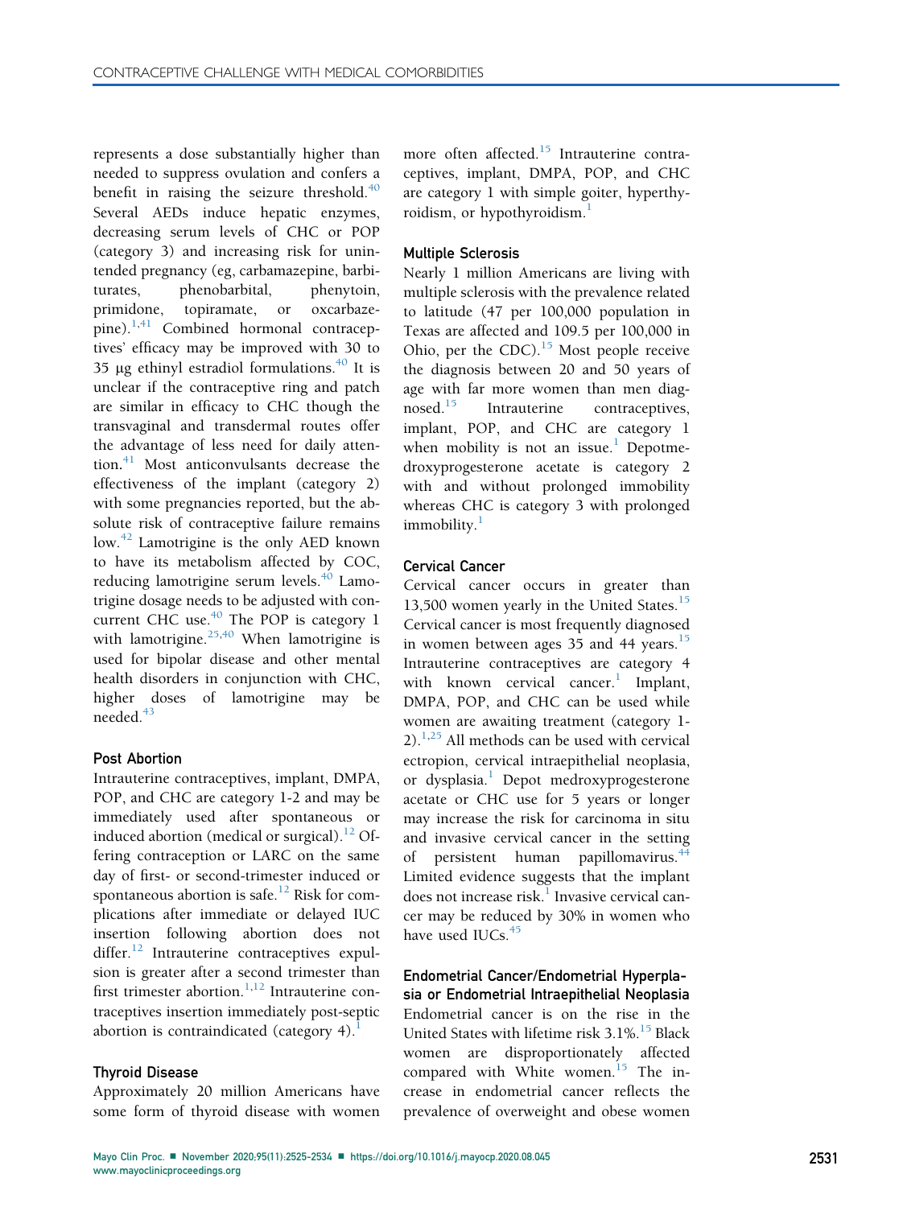represents a dose substantially higher than needed to suppress ovulation and confers a benefit in raising the seizure threshold.[40] Several AEDs induce hepatic enzymes, decreasing serum levels of CHC or POP (category 3) and increasing risk for unintended pregnancy (eg, carbamazepine, barbiturates, phenobarbital, phenytoin, primidone, topiramate, or oxcarbazepine).[1,41] Combined hormonal contraceptives' efficacy may be improved with 30 to 35 μg ethinyl estradiol formulations.[40] It is unclear if the contraceptive ring and patch are similar in efficacy to CHC though the transvaginal and transdermal routes offer the advantage of less need for daily attention.[41] Most anticonvulsants decrease the effectiveness of the implant (category 2) with some pregnancies reported, but the absolute risk of contraceptive failure remains low.[42] Lamotrigine is the only AED known to have its metabolism affected by COC, reducing lamotrigine serum levels.[40] Lamotrigine dosage needs to be adjusted with concurrent CHC use.[40] The POP is category 1 with lamotrigine.[25,40] When lamotrigine is used for bipolar disease and other mental health disorders in conjunction with CHC, higher doses of lamotrigine may be needed.[43]

### Post Abortion

Intrauterine contraceptives, implant, DMPA, POP, and CHC are category 1-2 and may be immediately used after spontaneous or induced abortion (medical or surgical).[12] Offering contraception or LARC on the same day of first- or second-trimester induced or spontaneous abortion is safe.[12] Risk for complications after immediate or delayed IUC insertion following abortion does not differ.[12] Intrauterine contraceptives expulsion is greater after a second trimester than first trimester abortion.[1,12] Intrauterine contraceptives insertion immediately post-septic abortion is contraindicated (category 4).[1]

### Thyroid Disease

Approximately 20 million Americans have some form of thyroid disease with women more often affected.[15] Intrauterine contraceptives, implant, DMPA, POP, and CHC are category 1 with simple goiter, hyperthyroidism, or hypothyroidism.[1]

### Multiple Sclerosis

Nearly 1 million Americans are living with multiple sclerosis with the prevalence related to latitude (47 per 100,000 population in Texas are affected and 109.5 per 100,000 in Ohio, per the CDC).[15] Most people receive the diagnosis between 20 and 50 years of age with far more women than men diagnosed.[15] Intrauterine contraceptives, implant, POP, and CHC are category 1 when mobility is not an issue.[1] Depotmedroxyprogesterone acetate is category 2 with and without prolonged immobility whereas CHC is category 3 with prolonged immobility.[1]

### Cervical Cancer

Cervical cancer occurs in greater than 13,500 women yearly in the United States.[15] Cervical cancer is most frequently diagnosed in women between ages 35 and 44 years.[15] Intrauterine contraceptives are category 4 with known cervical cancer.[1] Implant, DMPA, POP, and CHC can be used while women are awaiting treatment (category 1-2).[1,25] All methods can be used with cervical ectropion, cervical intraepithelial neoplasia, or dysplasia.[1] Depot medroxyprogesterone acetate or CHC use for 5 years or longer may increase the risk for carcinoma in situ and invasive cervical cancer in the setting of persistent human papillomavirus.[44] Limited evidence suggests that the implant does not increase risk.[1] Invasive cervical cancer may be reduced by 30% in women who have used IUCs.[45]

### Endometrial Cancer/Endometrial Hyperplasia or Endometrial Intraepithelial Neoplasia

Endometrial cancer is on the rise in the United States with lifetime risk 3.1%.[15] Black women are disproportionately affected compared with White women.[15] The increase in endometrial cancer reflects the prevalence of overweight and obese women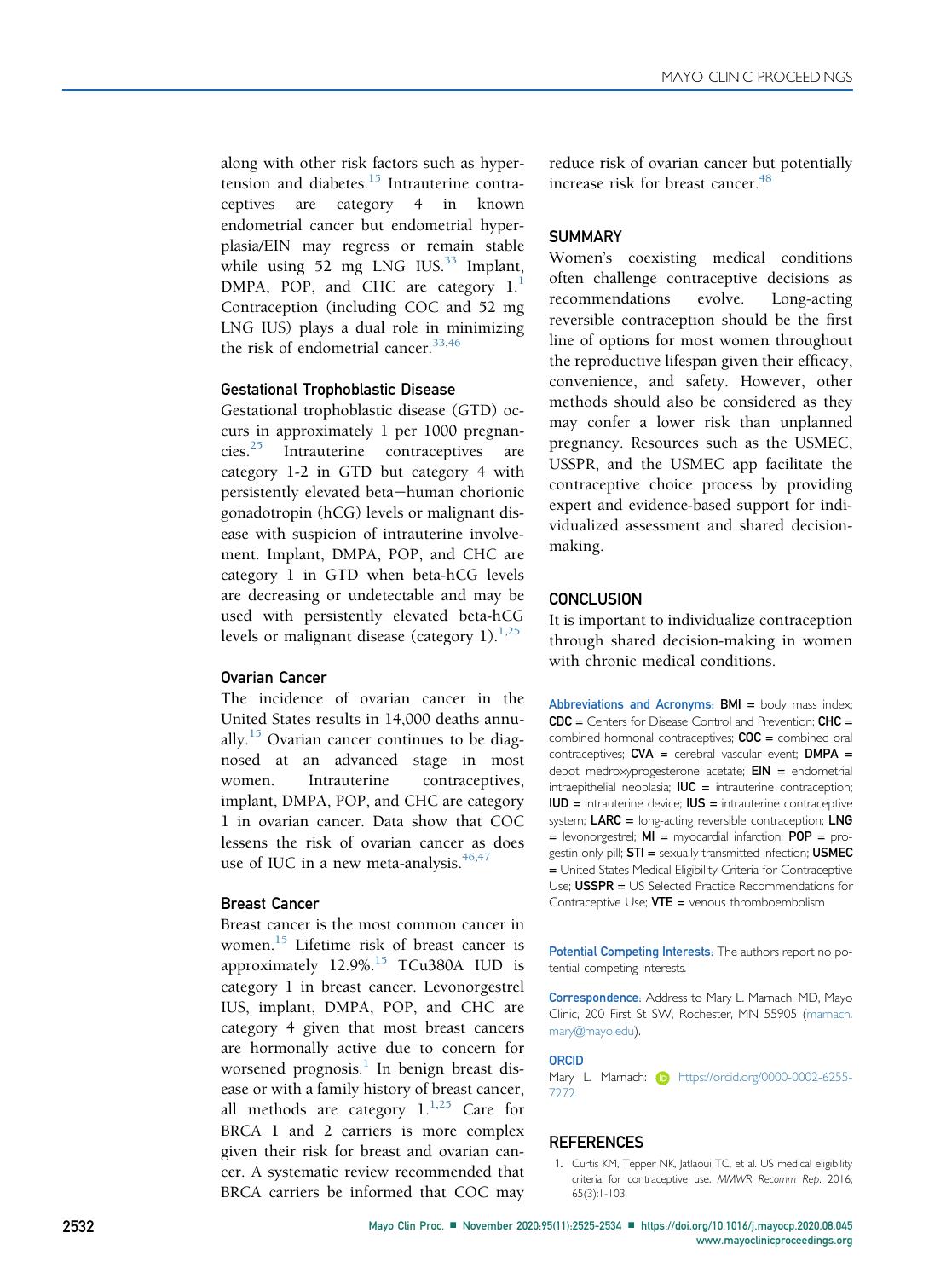along with other risk factors such as hypertension and diabetes.[15] Intrauterine contraceptives are category 4 in known endometrial cancer but endometrial hyperplasia/EIN may regress or remain stable while using 52 mg LNG IUS.[33] Implant, DMPA, POP, and CHC are category 1.[1] Contraception (including COC and 52 mg LNG IUS) plays a dual role in minimizing the risk of endometrial cancer.[33,46]

### Gestational Trophoblastic Disease

Gestational trophoblastic disease (GTD) occurs in approximately 1 per 1000 pregnancies.[25] Intrauterine contraceptives are category 1-2 in GTD but category 4 with persistently elevated beta−human chorionic gonadotropin (hCG) levels or malignant disease with suspicion of intrauterine involvement. Implant, DMPA, POP, and CHC are category 1 in GTD when beta-hCG levels are decreasing or undetectable and may be used with persistently elevated beta-hCG levels or malignant disease (category 1).[1,25]

### Ovarian Cancer

The incidence of ovarian cancer in the United States results in 14,000 deaths annually.[15] Ovarian cancer continues to be diagnosed at an advanced stage in most women. Intrauterine contraceptives, implant, DMPA, POP, and CHC are category 1 in ovarian cancer. Data show that COC lessens the risk of ovarian cancer as does use of IUC in a new meta-analysis.[46,47]

### Breast Cancer

Breast cancer is the most common cancer in women.[15] Lifetime risk of breast cancer is approximately 12.9%.[15] TCu380A IUD is category 1 in breast cancer. Levonorgestrel IUS, implant, DMPA, POP, and CHC are category 4 given that most breast cancers are hormonally active due to concern for worsened prognosis.[1] In benign breast disease or with a family history of breast cancer, all methods are category 1.[1,25] Care for BRCA 1 and 2 carriers is more complex given their risk for breast and ovarian cancer. A systematic review recommended that BRCA carriers be informed that COC may reduce risk of ovarian cancer but potentially increase risk for breast cancer.[48]

## SUMMARY

Women's coexisting medical conditions often challenge contraceptive decisions as recommendations evolve. Long-acting reversible contraception should be the first line of options for most women throughout the reproductive lifespan given their efficacy, convenience, and safety. However, other methods should also be considered as they may confer a lower risk than unplanned pregnancy. Resources such as the USMEC, USSPR, and the USMEC app facilitate the contraceptive choice process by providing expert and evidence-based support for individualized assessment and shared decision-making.

## CONCLUSION

It is important to individualize contraception through shared decision-making in women with chronic medical conditions.

**Abbreviations and Acronyms:** **BMI** = body mass index; **CDC** = Centers for Disease Control and Prevention; **CHC** = combined hormonal contraceptives; **COC** = combined oral contraceptives; **CVA** = cerebral vascular event; **DMPA** = depot medroxyprogesterone acetate; **EIN** = endometrial intraepithelial neoplasia; **IUC** = intrauterine contraception; **IUD** = intrauterine device; **IUS** = intrauterine contraceptive system; **LARC** = long-acting reversible contraception; **LNG** = levonorgestrel; **MI** = myocardial infarction; **POP** = progestin only pill; **STI** = sexually transmitted infection; **USMEC** = United States Medical Eligibility Criteria for Contraceptive Use; **USSPR** = US Selected Practice Recommendations for Contraceptive Use; **VTE** = venous thromboembolism

**Potential Competing Interests:** The authors report no potential competing interests.

**Correspondence:** Address to Mary L. Marnach, MD, Mayo Clinic, 200 First St SW, Rochester, MN 55905 (marnach.mary@mayo.edu).

**ORCID**

Mary L. Marnach: https://orcid.org/0000-0002-6255-7272

## REFERENCES

1. Curtis KM, Tepper NK, Jatlaoui TC, et al. US medical eligibility criteria for contraceptive use. *MMWR Recomm Rep*. 2016; 65(3):1-103.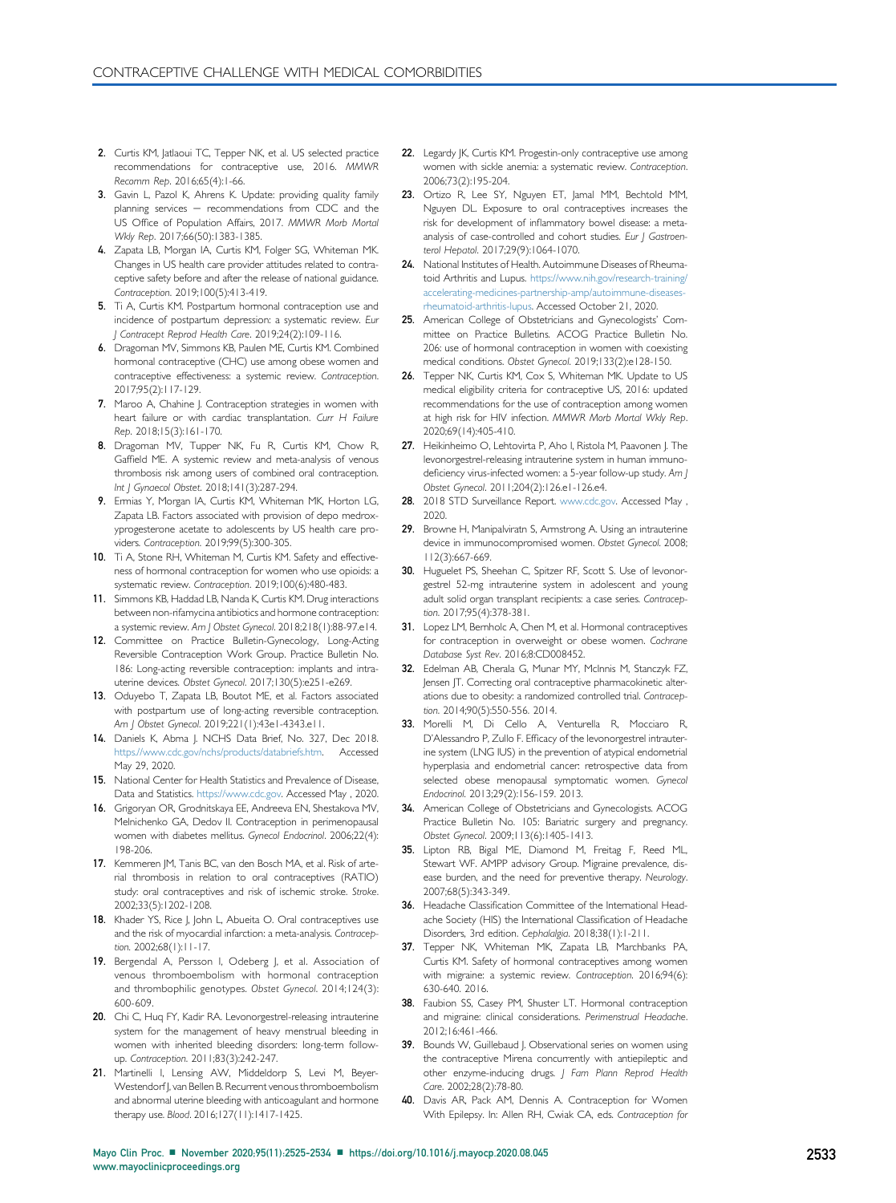2. Curtis KM, Jatlaoui TC, Tepper NK, et al. US selected practice recommendations for contraceptive use, 2016. *MMWR Recomm Rep*. 2016;65(4):1-66.
3. Gavin L, Pazol K, Ahrens K. Update: providing quality family planning services — recommendations from CDC and the US Office of Population Affairs, 2017. *MMWR Morb Mortal Wkly Rep*. 2017;66(50):1383-1385.
4. Zapata LB, Morgan IA, Curtis KM, Folger SG, Whiteman MK. Changes in US health care provider attitudes related to contraceptive safety before and after the release of national guidance. *Contraception*. 2019;100(5):413-419.
5. Ti A, Curtis KM. Postpartum hormonal contraception use and incidence of postpartum depression: a systematic review. *Eur J Contracept Reprod Health Care*. 2019;24(2):109-116.
6. Dragoman MV, Simmons KB, Paulen ME, Curtis KM. Combined hormonal contraceptive (CHC) use among obese women and contraceptive effectiveness: a systemic review. *Contraception*. 2017;95(2):117-129.
7. Maroo A, Chahine J. Contraception strategies in women with heart failure or with cardiac transplantation. *Curr H Failure Rep*. 2018;15(3):161-170.
8. Dragoman MV, Tupper NK, Fu R, Curtis KM, Chow R, Gaffield ME. A systemic review and meta-analysis of venous thrombosis risk among users of combined oral contraception. *Int J Gynaecol Obstet*. 2018;141(3):287-294.
9. Ermias Y, Morgan IA, Curtis KM, Whiteman MK, Horton LG, Zapata LB. Factors associated with provision of depo medroxyprogesterone acetate to adolescents by US health care providers. *Contraception*. 2019;99(5):300-305.
10. Ti A, Stone RH, Whiteman M, Curtis KM. Safety and effectiveness of hormonal contraception for women who use opioids: a systematic review. *Contraception*. 2019;100(6):480-483.
11. Simmons KB, Haddad LB, Nanda K, Curtis KM. Drug interactions between non-rifamycina antibiotics and hormone contraception: a systemic review. *Am J Obstet Gynecol*. 2018;218(1):88-97.e14.
12. Committee on Practice Bulletin-Gynecology, Long-Acting Reversible Contraception Work Group. Practice Bulletin No. 186: Long-acting reversible contraception: implants and intrauterine devices. *Obstet Gynecol*. 2017;130(5):e251-e269.
13. Oduyebo T, Zapata LB, Boutot ME, et al. Factors associated with postpartum use of long-acting reversible contraception. *Am J Obstet Gynecol*. 2019;221(1):43e1-4343.e11.
14. Daniels K, Abma J. NCHS Data Brief, No. 327, Dec 2018. https://www.cdc.gov/nchs/products/databriefs.htm. Accessed May 29, 2020.
15. National Center for Health Statistics and Prevalence of Disease, Data and Statistics. https://www.cdc.gov. Accessed May , 2020.
16. Grigoryan OR, Grodnitskaya EE, Andreeva EN, Shestakova MV, Melnichenko GA, Dedov II. Contraception in perimenopausal women with diabetes mellitus. *Gynecol Endocrinol*. 2006;22(4):198-206.
17. Kemmeren JM, Tanis BC, van den Bosch MA, et al. Risk of arterial thrombosis in relation to oral contraceptives (RATIO) study: oral contraceptives and risk of ischemic stroke. *Stroke*. 2002;33(5):1202-1208.
18. Khader YS, Rice J, John L, Abueita O. Oral contraceptives use and the risk of myocardial infarction: a meta-analysis. *Contraception*. 2002;68(1):11-17.
19. Bergendal A, Persson I, Odeberg J, et al. Association of venous thromboembolism with hormonal contraception and thrombophilic genotypes. *Obstet Gynecol*. 2014;124(3):600-609.
20. Chi C, Huq FY, Kadir RA. Levonorgestrel-releasing intrauterine system for the management of heavy menstrual bleeding in women with inherited bleeding disorders: long-term follow-up. *Contraception*. 2011;83(3):242-247.
21. Martinelli I, Lensing AW, Middeldorp S, Levi M, Beyer-Westendorf J, van Bellen B. Recurrent venous thromboembolism and abnormal uterine bleeding with anticoagulant and hormone therapy use. *Blood*. 2016;127(11):1417-1425.
22. Legardy JK, Curtis KM. Progestin-only contraceptive use among women with sickle anemia: a systematic review. *Contraception*. 2006;73(2):195-204.
23. Ortizo R, Lee SY, Nguyen ET, Jamal MM, Bechtold MM, Nguyen DL. Exposure to oral contraceptives increases the risk for development of inflammatory bowel disease: a meta-analysis of case-controlled and cohort studies. *Eur J Gastroenterol Hepatol*. 2017;29(9):1064-1070.
24. National Institutes of Health. Autoimmune Diseases of Rheumatoid Arthritis and Lupus. https://www.nih.gov/research-training/accelerating-medicines-partnership-amp/autoimmune-diseases-rheumatoid-arthritis-lupus. Accessed October 21, 2020.
25. American College of Obstetricians and Gynecologists' Committee on Practice Bulletins. ACOG Practice Bulletin No. 206: use of hormonal contraception in women with coexisting medical conditions. *Obstet Gynecol*. 2019;133(2):e128-150.
26. Tepper NK, Curtis KM, Cox S, Whiteman MK. Update to US medical eligibility criteria for contraceptive US, 2016: updated recommendations for the use of contraception among women at high risk for HIV infection. *MMWR Morb Mortal Wkly Rep*. 2020;69(14):405-410.
27. Heikinheimo O, Lehtovirta P, Aho I, Ristola M, Paavonen J. The levonorgestrel-releasing intrauterine system in human immunodeficiency virus-infected women: a 5-year follow-up study. *Am J Obstet Gynecol*. 2011;204(2):126.e1-126.e4.
28. 2018 STD Surveillance Report. www.cdc.gov. Accessed May , 2020.
29. Browne H, Manipalviratn S, Armstrong A. Using an intrauterine device in immunocompromised women. *Obstet Gynecol*. 2008;112(3):667-669.
30. Huguelet PS, Sheehan C, Spitzer RF, Scott S. Use of levonorgestrel 52-mg intrauterine system in adolescent and young adult solid organ transplant recipients: a case series. *Contraception*. 2017;95(4):378-381.
31. Lopez LM, Bernholc A, Chen M, et al. Hormonal contraceptives for contraception in overweight or obese women. *Cochrane Database Syst Rev*. 2016;8:CD008452.
32. Edelman AB, Cherala G, Munar MY, McInnis M, Stanczyk FZ, Jensen JT. Correcting oral contraceptive pharmacokinetic alterations due to obesity: a randomized controlled trial. *Contraception*. 2014;90(5):550-556. 2014.
33. Morelli M, Di Cello A, Venturella R, Mocciaro R, D'Alessandro P, Zullo F. Efficacy of the levonorgestrel intrauterine system (LNG IUS) in the prevention of atypical endometrial hyperplasia and endometrial cancer: retrospective data from selected obese menopausal symptomatic women. *Gynecol Endocrinol*. 2013;29(2):156-159. 2013.
34. American College of Obstetricians and Gynecologists. ACOG Practice Bulletin No. 105: Bariatric surgery and pregnancy. *Obstet Gynecol*. 2009;113(6):1405-1413.
35. Lipton RB, Bigal ME, Diamond M, Freitag F, Reed ML, Stewart WF. AMPP advisory Group. Migraine prevalence, disease burden, and the need for preventive therapy. *Neurology*. 2007;68(5):343-349.
36. Headache Classification Committee of the International Headache Society (HIS) the International Classification of Headache Disorders, 3rd edition. *Cephalalgia*. 2018;38(1):1-211.
37. Tepper NK, Whiteman MK, Zapata LB, Marchbanks PA, Curtis KM. Safety of hormonal contraceptives among women with migraine: a systemic review. *Contraception*. 2016;94(6):630-640. 2016.
38. Faubion SS, Casey PM, Shuster LT. Hormonal contraception and migraine: clinical considerations. *Perimenstrual Headache*. 2012;16:461-466.
39. Bounds W, Guillebaud J. Observational series on women using the contraceptive Mirena concurrently with antiepileptic and other enzyme-inducing drugs. *J Fam Plann Reprod Health Care*. 2002;28(2):78-80.
40. Davis AR, Pack AM, Dennis A. Contraception for Women With Epilepsy. In: Allen RH, Cwiak CA, eds. *Contraception for*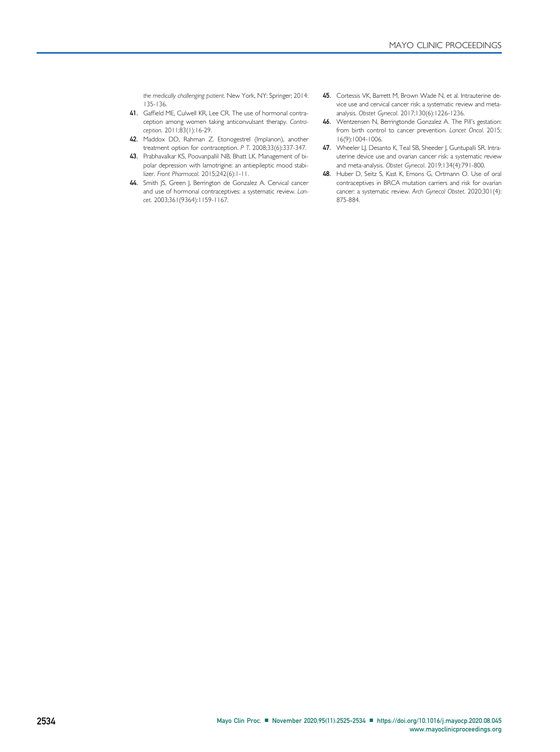*the medically challenging patient*. New York, NY: Springer; 2014: 135-136.

41. Gaffield ME, Culwell KR, Lee CR. The use of hormonal contraception among women taking anticonvulsant therapy. *Contraception*. 2011;83(1):16-29.
42. Maddox DD, Rahman Z. Etonogestrel (Implanon), another treatment option for contraception. *P T*. 2008;33(6):337-347.
43. Prabhavalkar KS, Poovanpallil NB, Bhatt LK. Management of bipolar depression with lamotrigine: an antiepileptic mood stabilizer. *Front Pharmacol*. 2015;242(6):1-11.
44. Smith JS, Green J, Berrington de Gonzalez A. Cervical cancer and use of hormonal contraceptives: a systematic review. *Lancet*. 2003;361(9364):1159-1167.
45. Cortessis VK, Barrett M, Brown Wade N, et al. Intrauterine device use and cervical cancer risk: a systematic review and meta-analysis. *Obstet Gynecol*. 2017;130(6):1226-1236.
46. Wentzensen N, Berringtonde Gonzalez A. The Pill's gestation: from birth control to cancer prevention. *Lancet Oncol*. 2015;16(9):1004-1006.
47. Wheeler LJ, Desanto K, Teal SB, Sheeder J, Guntupalli SR. Intrauterine device use and ovarian cancer risk: a systematic review and meta-analysis. *Obstet Gynecol*. 2019;134(4):791-800.
48. Huber D, Seitz S, Kast K, Emons G, Ortmann O. Use of oral contraceptives in BRCA mutation carriers and risk for ovarian cancer: a systematic review. *Arch Gynecol Obstet*. 2020;301(4):875-884.